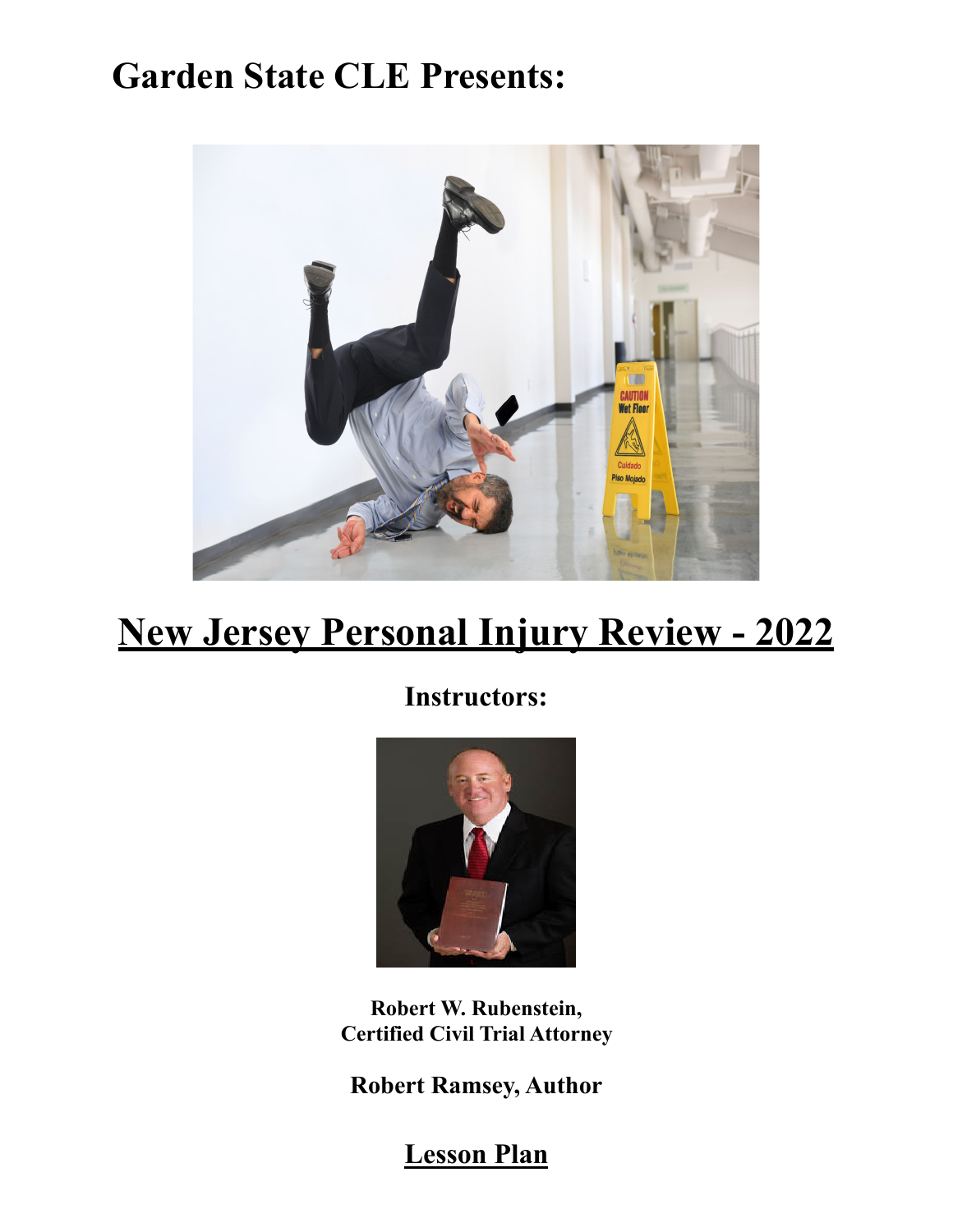# Garden State CLE Presents:

## New Jersey Personal Injury Review - 2022

**Instructors:**

**Robert W. Rubenstein,**
**Certified Civil Trial Attorney**

**Robert Ramsey, Author**

## Lesson Plan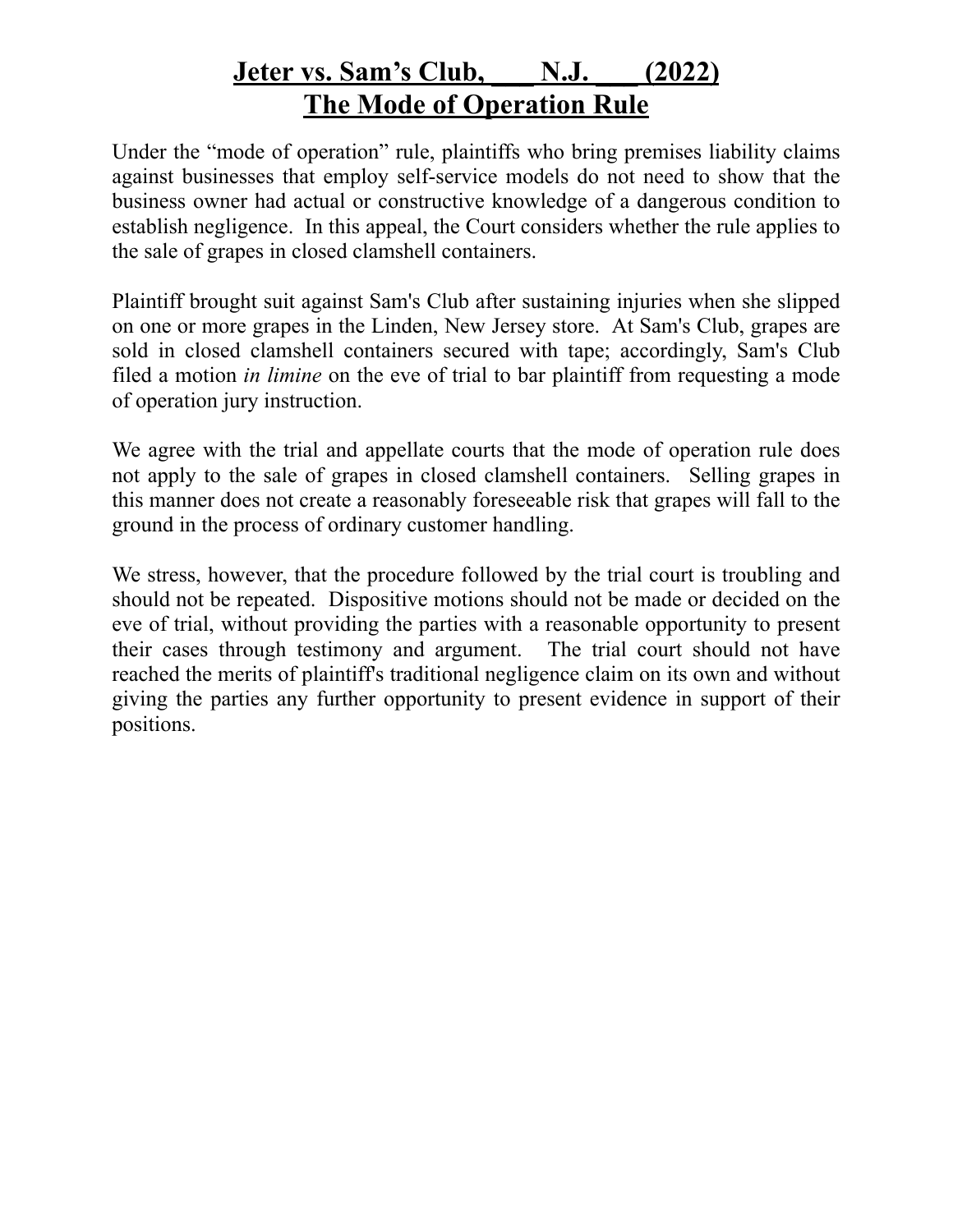# Jeter vs. Sam's Club, ___ N.J. ___ (2022)
# The Mode of Operation Rule

Under the "mode of operation" rule, plaintiffs who bring premises liability claims against businesses that employ self-service models do not need to show that the business owner had actual or constructive knowledge of a dangerous condition to establish negligence. In this appeal, the Court considers whether the rule applies to the sale of grapes in closed clamshell containers.

Plaintiff brought suit against Sam's Club after sustaining injuries when she slipped on one or more grapes in the Linden, New Jersey store. At Sam's Club, grapes are sold in closed clamshell containers secured with tape; accordingly, Sam's Club filed a motion *in limine* on the eve of trial to bar plaintiff from requesting a mode of operation jury instruction.

We agree with the trial and appellate courts that the mode of operation rule does not apply to the sale of grapes in closed clamshell containers. Selling grapes in this manner does not create a reasonably foreseeable risk that grapes will fall to the ground in the process of ordinary customer handling.

We stress, however, that the procedure followed by the trial court is troubling and should not be repeated. Dispositive motions should not be made or decided on the eve of trial, without providing the parties with a reasonable opportunity to present their cases through testimony and argument. The trial court should not have reached the merits of plaintiff's traditional negligence claim on its own and without giving the parties any further opportunity to present evidence in support of their positions.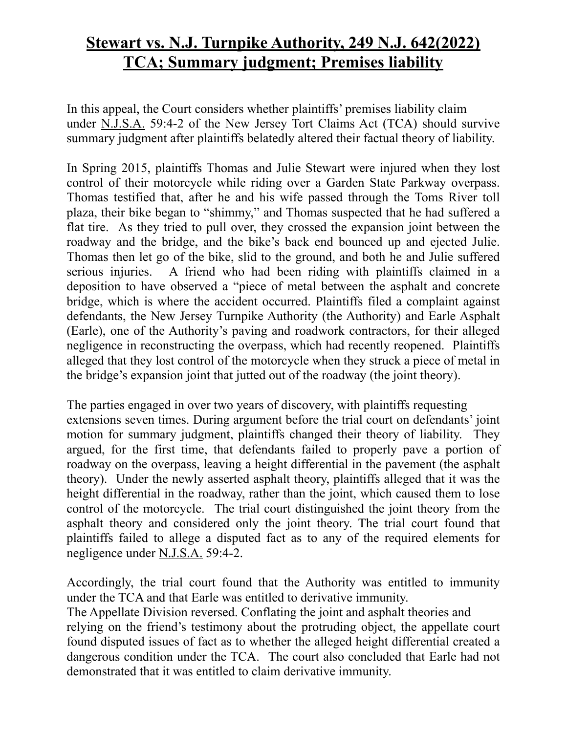# **Stewart vs. N.J. Turnpike Authority, 249 N.J. 642(2022)**
# **TCA; Summary judgment; Premises liability**

In this appeal, the Court considers whether plaintiffs' premises liability claim under N.J.S.A. 59:4-2 of the New Jersey Tort Claims Act (TCA) should survive summary judgment after plaintiffs belatedly altered their factual theory of liability.

In Spring 2015, plaintiffs Thomas and Julie Stewart were injured when they lost control of their motorcycle while riding over a Garden State Parkway overpass. Thomas testified that, after he and his wife passed through the Toms River toll plaza, their bike began to "shimmy," and Thomas suspected that he had suffered a flat tire. As they tried to pull over, they crossed the expansion joint between the roadway and the bridge, and the bike's back end bounced up and ejected Julie. Thomas then let go of the bike, slid to the ground, and both he and Julie suffered serious injuries. A friend who had been riding with plaintiffs claimed in a deposition to have observed a "piece of metal between the asphalt and concrete bridge, which is where the accident occurred. Plaintiffs filed a complaint against defendants, the New Jersey Turnpike Authority (the Authority) and Earle Asphalt (Earle), one of the Authority's paving and roadwork contractors, for their alleged negligence in reconstructing the overpass, which had recently reopened. Plaintiffs alleged that they lost control of the motorcycle when they struck a piece of metal in the bridge's expansion joint that jutted out of the roadway (the joint theory).

The parties engaged in over two years of discovery, with plaintiffs requesting extensions seven times. During argument before the trial court on defendants' joint motion for summary judgment, plaintiffs changed their theory of liability. They argued, for the first time, that defendants failed to properly pave a portion of roadway on the overpass, leaving a height differential in the pavement (the asphalt theory). Under the newly asserted asphalt theory, plaintiffs alleged that it was the height differential in the roadway, rather than the joint, which caused them to lose control of the motorcycle. The trial court distinguished the joint theory from the asphalt theory and considered only the joint theory. The trial court found that plaintiffs failed to allege a disputed fact as to any of the required elements for negligence under N.J.S.A. 59:4-2.

Accordingly, the trial court found that the Authority was entitled to immunity under the TCA and that Earle was entitled to derivative immunity.
The Appellate Division reversed. Conflating the joint and asphalt theories and relying on the friend's testimony about the protruding object, the appellate court found disputed issues of fact as to whether the alleged height differential created a dangerous condition under the TCA. The court also concluded that Earle had not demonstrated that it was entitled to claim derivative immunity.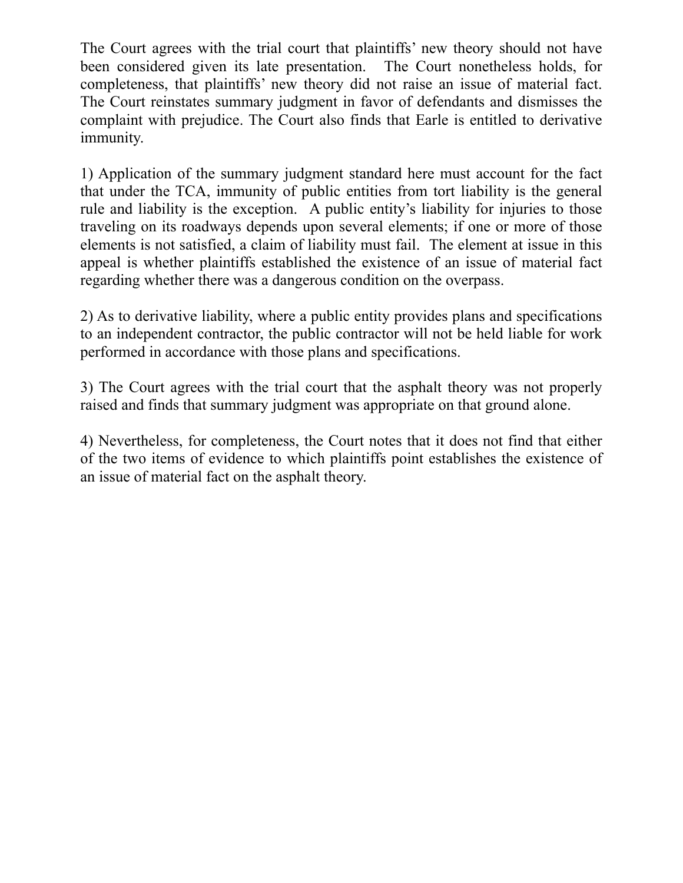The Court agrees with the trial court that plaintiffs' new theory should not have been considered given its late presentation. The Court nonetheless holds, for completeness, that plaintiffs' new theory did not raise an issue of material fact. The Court reinstates summary judgment in favor of defendants and dismisses the complaint with prejudice. The Court also finds that Earle is entitled to derivative immunity.

1) Application of the summary judgment standard here must account for the fact that under the TCA, immunity of public entities from tort liability is the general rule and liability is the exception. A public entity's liability for injuries to those traveling on its roadways depends upon several elements; if one or more of those elements is not satisfied, a claim of liability must fail. The element at issue in this appeal is whether plaintiffs established the existence of an issue of material fact regarding whether there was a dangerous condition on the overpass.

2) As to derivative liability, where a public entity provides plans and specifications to an independent contractor, the public contractor will not be held liable for work performed in accordance with those plans and specifications.

3) The Court agrees with the trial court that the asphalt theory was not properly raised and finds that summary judgment was appropriate on that ground alone.

4) Nevertheless, for completeness, the Court notes that it does not find that either of the two items of evidence to which plaintiffs point establishes the existence of an issue of material fact on the asphalt theory.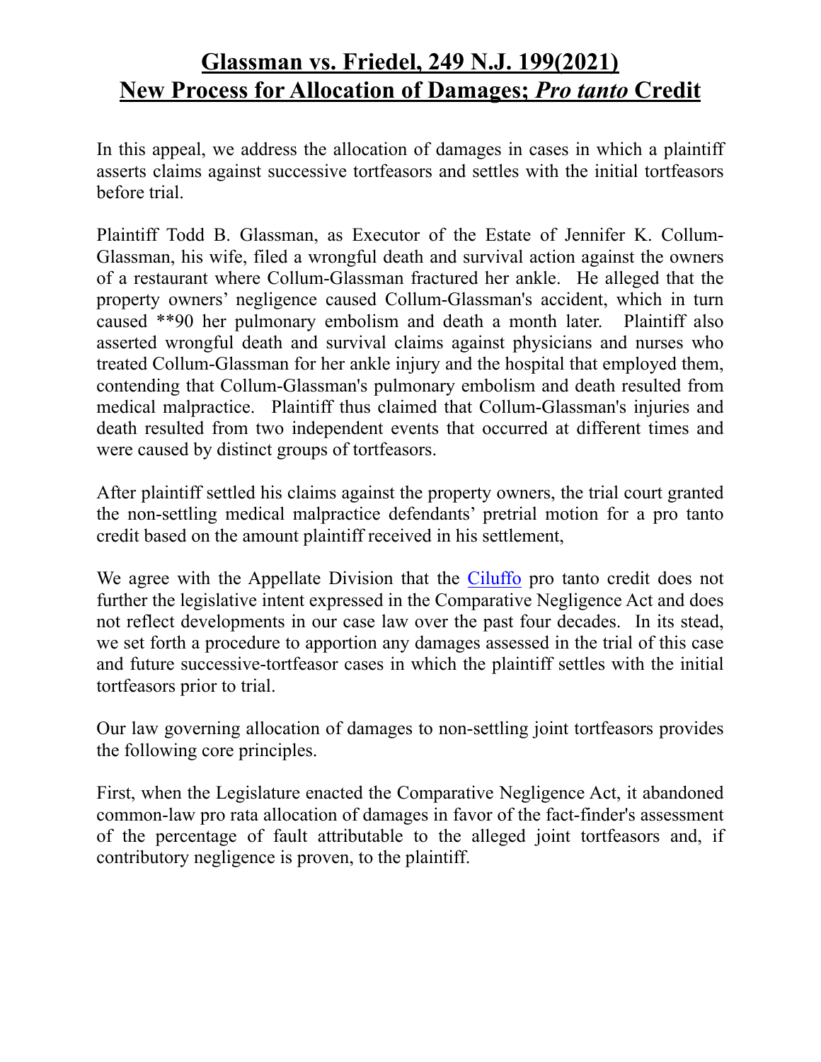# Glassman vs. Friedel, 249 N.J. 199(2021)
# New Process for Allocation of Damages; *Pro tanto* Credit

In this appeal, we address the allocation of damages in cases in which a plaintiff asserts claims against successive tortfeasors and settles with the initial tortfeasors before trial.

Plaintiff Todd B. Glassman, as Executor of the Estate of Jennifer K. Collum-Glassman, his wife, filed a wrongful death and survival action against the owners of a restaurant where Collum-Glassman fractured her ankle. He alleged that the property owners' negligence caused Collum-Glassman's accident, which in turn caused **90 her pulmonary embolism and death a month later. Plaintiff also asserted wrongful death and survival claims against physicians and nurses who treated Collum-Glassman for her ankle injury and the hospital that employed them, contending that Collum-Glassman's pulmonary embolism and death resulted from medical malpractice. Plaintiff thus claimed that Collum-Glassman's injuries and death resulted from two independent events that occurred at different times and were caused by distinct groups of tortfeasors.

After plaintiff settled his claims against the property owners, the trial court granted the non-settling medical malpractice defendants' pretrial motion for a pro tanto credit based on the amount plaintiff received in his settlement,

We agree with the Appellate Division that the Ciluffo pro tanto credit does not further the legislative intent expressed in the Comparative Negligence Act and does not reflect developments in our case law over the past four decades. In its stead, we set forth a procedure to apportion any damages assessed in the trial of this case and future successive-tortfeasor cases in which the plaintiff settles with the initial tortfeasors prior to trial.

Our law governing allocation of damages to non-settling joint tortfeasors provides the following core principles.

First, when the Legislature enacted the Comparative Negligence Act, it abandoned common-law pro rata allocation of damages in favor of the fact-finder's assessment of the percentage of fault attributable to the alleged joint tortfeasors and, if contributory negligence is proven, to the plaintiff.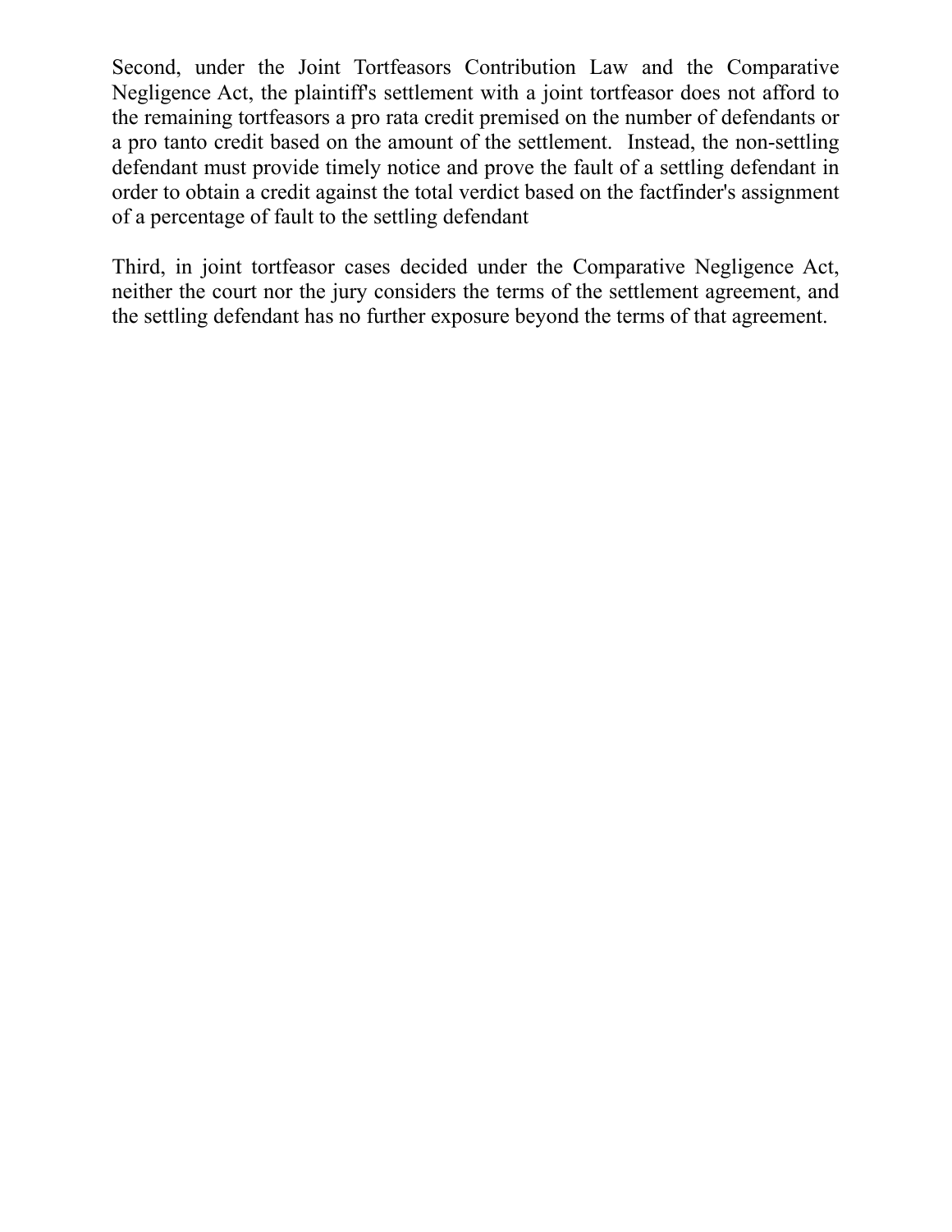Second, under the Joint Tortfeasors Contribution Law and the Comparative Negligence Act, the plaintiff's settlement with a joint tortfeasor does not afford to the remaining tortfeasors a pro rata credit premised on the number of defendants or a pro tanto credit based on the amount of the settlement. Instead, the non-settling defendant must provide timely notice and prove the fault of a settling defendant in order to obtain a credit against the total verdict based on the factfinder's assignment of a percentage of fault to the settling defendant

Third, in joint tortfeasor cases decided under the Comparative Negligence Act, neither the court nor the jury considers the terms of the settlement agreement, and the settling defendant has no further exposure beyond the terms of that agreement.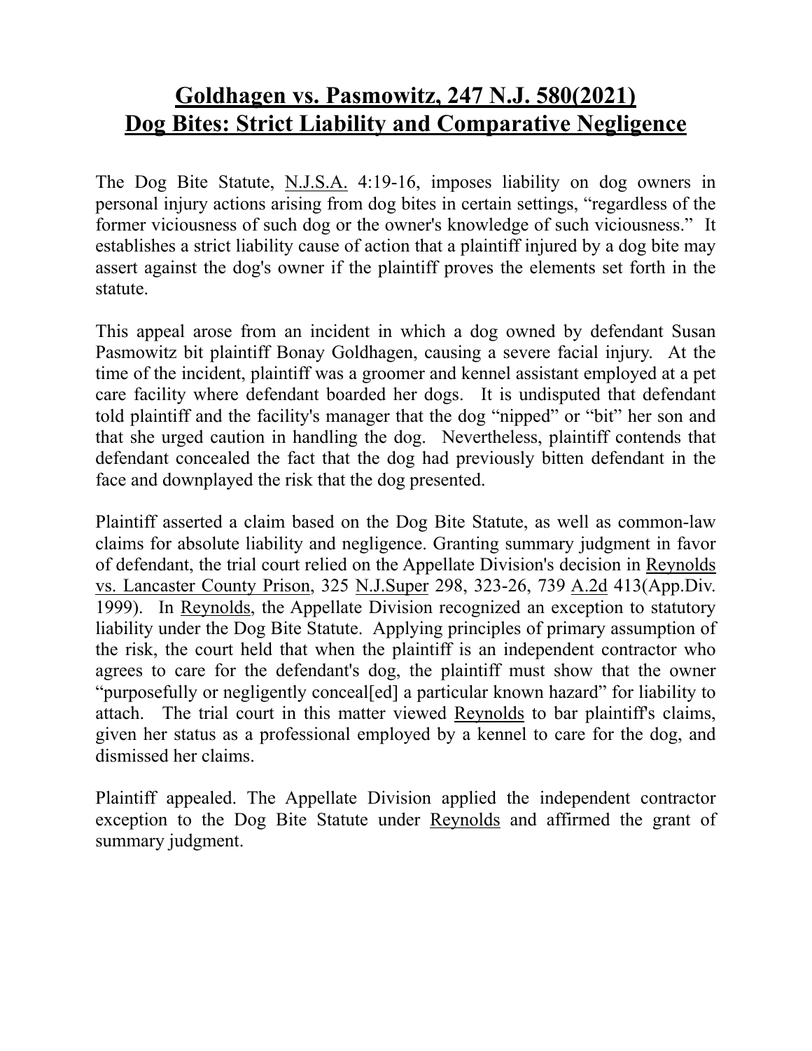# Goldhagen vs. Pasmowitz, 247 N.J. 580(2021)
# Dog Bites: Strict Liability and Comparative Negligence

The Dog Bite Statute, N.J.S.A. 4:19-16, imposes liability on dog owners in personal injury actions arising from dog bites in certain settings, "regardless of the former viciousness of such dog or the owner's knowledge of such viciousness." It establishes a strict liability cause of action that a plaintiff injured by a dog bite may assert against the dog's owner if the plaintiff proves the elements set forth in the statute.

This appeal arose from an incident in which a dog owned by defendant Susan Pasmowitz bit plaintiff Bonay Goldhagen, causing a severe facial injury. At the time of the incident, plaintiff was a groomer and kennel assistant employed at a pet care facility where defendant boarded her dogs. It is undisputed that defendant told plaintiff and the facility's manager that the dog "nipped" or "bit" her son and that she urged caution in handling the dog. Nevertheless, plaintiff contends that defendant concealed the fact that the dog had previously bitten defendant in the face and downplayed the risk that the dog presented.

Plaintiff asserted a claim based on the Dog Bite Statute, as well as common-law claims for absolute liability and negligence. Granting summary judgment in favor of defendant, the trial court relied on the Appellate Division's decision in Reynolds vs. Lancaster County Prison, 325 N.J.Super 298, 323-26, 739 A.2d 413(App.Div. 1999). In Reynolds, the Appellate Division recognized an exception to statutory liability under the Dog Bite Statute. Applying principles of primary assumption of the risk, the court held that when the plaintiff is an independent contractor who agrees to care for the defendant's dog, the plaintiff must show that the owner "purposefully or negligently conceal[ed] a particular known hazard" for liability to attach. The trial court in this matter viewed Reynolds to bar plaintiff's claims, given her status as a professional employed by a kennel to care for the dog, and dismissed her claims.

Plaintiff appealed. The Appellate Division applied the independent contractor exception to the Dog Bite Statute under Reynolds and affirmed the grant of summary judgment.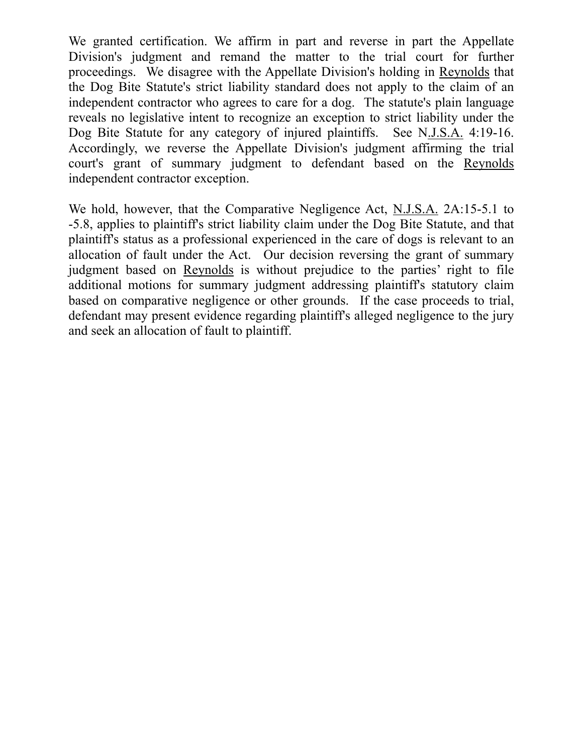We granted certification. We affirm in part and reverse in part the Appellate Division's judgment and remand the matter to the trial court for further proceedings. We disagree with the Appellate Division's holding in Reynolds that the Dog Bite Statute's strict liability standard does not apply to the claim of an independent contractor who agrees to care for a dog. The statute's plain language reveals no legislative intent to recognize an exception to strict liability under the Dog Bite Statute for any category of injured plaintiffs. See N.J.S.A. 4:19-16. Accordingly, we reverse the Appellate Division's judgment affirming the trial court's grant of summary judgment to defendant based on the Reynolds independent contractor exception.

We hold, however, that the Comparative Negligence Act, N.J.S.A. 2A:15-5.1 to -5.8, applies to plaintiff's strict liability claim under the Dog Bite Statute, and that plaintiff's status as a professional experienced in the care of dogs is relevant to an allocation of fault under the Act. Our decision reversing the grant of summary judgment based on Reynolds is without prejudice to the parties' right to file additional motions for summary judgment addressing plaintiff's statutory claim based on comparative negligence or other grounds. If the case proceeds to trial, defendant may present evidence regarding plaintiff's alleged negligence to the jury and seek an allocation of fault to plaintiff.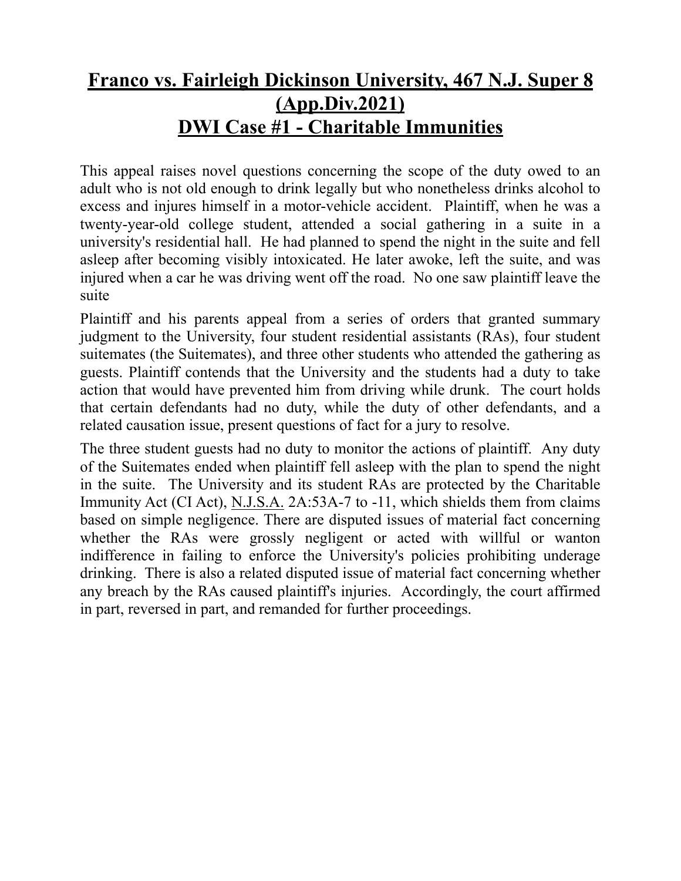# **Franco vs. Fairleigh Dickinson University, 467 N.J. Super 8 (App.Div.2021)**
# **DWI Case #1 - Charitable Immunities**

This appeal raises novel questions concerning the scope of the duty owed to an adult who is not old enough to drink legally but who nonetheless drinks alcohol to excess and injures himself in a motor-vehicle accident. Plaintiff, when he was a twenty-year-old college student, attended a social gathering in a suite in a university's residential hall. He had planned to spend the night in the suite and fell asleep after becoming visibly intoxicated. He later awoke, left the suite, and was injured when a car he was driving went off the road. No one saw plaintiff leave the suite

Plaintiff and his parents appeal from a series of orders that granted summary judgment to the University, four student residential assistants (RAs), four student suitemates (the Suitemates), and three other students who attended the gathering as guests. Plaintiff contends that the University and the students had a duty to take action that would have prevented him from driving while drunk. The court holds that certain defendants had no duty, while the duty of other defendants, and a related causation issue, present questions of fact for a jury to resolve.

The three student guests had no duty to monitor the actions of plaintiff. Any duty of the Suitemates ended when plaintiff fell asleep with the plan to spend the night in the suite. The University and its student RAs are protected by the Charitable Immunity Act (CI Act), <u>N.J.S.A.</u> 2A:53A-7 to -11, which shields them from claims based on simple negligence. There are disputed issues of material fact concerning whether the RAs were grossly negligent or acted with willful or wanton indifference in failing to enforce the University's policies prohibiting underage drinking. There is also a related disputed issue of material fact concerning whether any breach by the RAs caused plaintiff's injuries. Accordingly, the court affirmed in part, reversed in part, and remanded for further proceedings.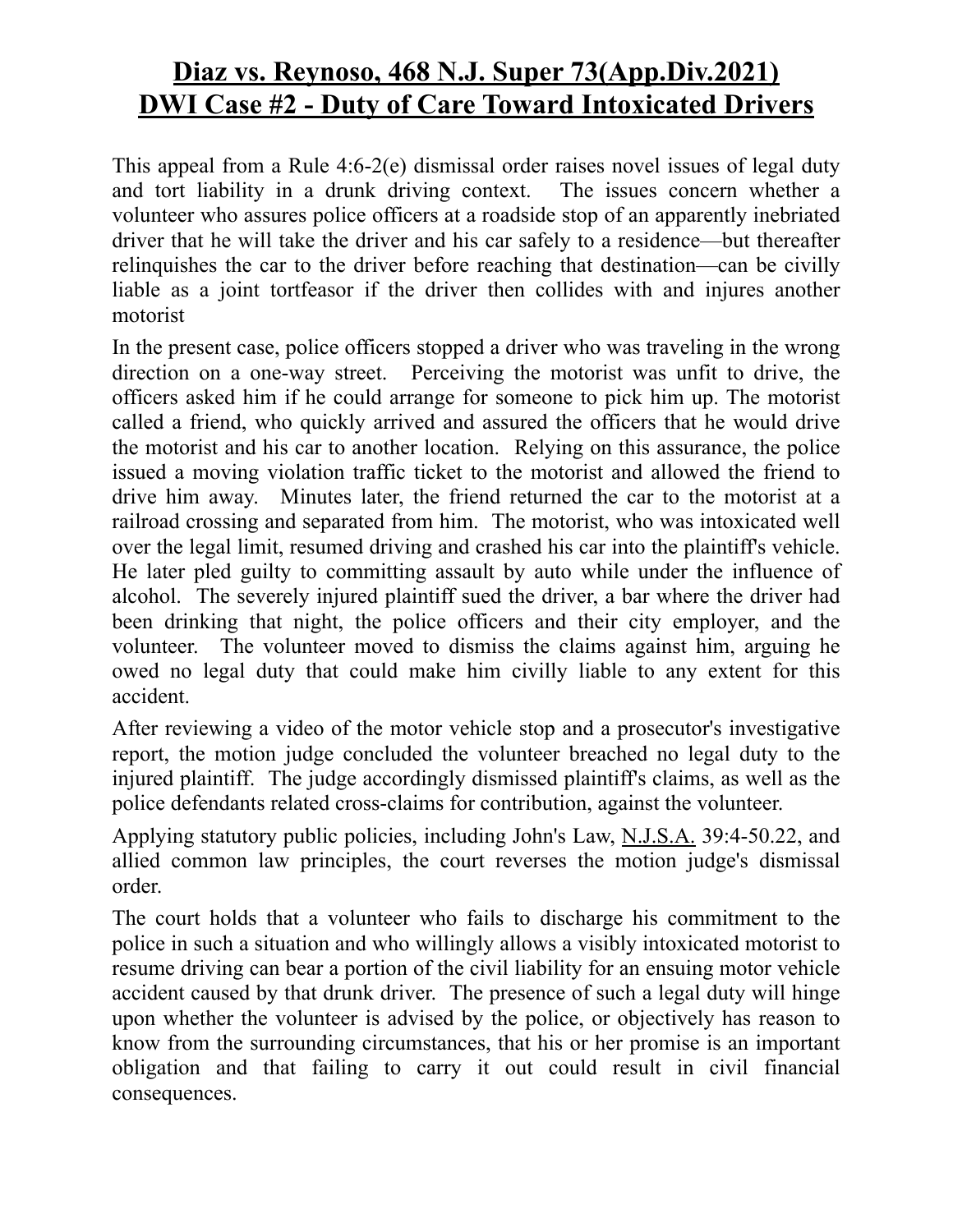# Diaz vs. Reynoso, 468 N.J. Super 73(App.Div.2021)
# DWI Case #2 - Duty of Care Toward Intoxicated Drivers

This appeal from a Rule 4:6-2(e) dismissal order raises novel issues of legal duty and tort liability in a drunk driving context. The issues concern whether a volunteer who assures police officers at a roadside stop of an apparently inebriated driver that he will take the driver and his car safely to a residence—but thereafter relinquishes the car to the driver before reaching that destination—can be civilly liable as a joint tortfeasor if the driver then collides with and injures another motorist

In the present case, police officers stopped a driver who was traveling in the wrong direction on a one-way street. Perceiving the motorist was unfit to drive, the officers asked him if he could arrange for someone to pick him up. The motorist called a friend, who quickly arrived and assured the officers that he would drive the motorist and his car to another location. Relying on this assurance, the police issued a moving violation traffic ticket to the motorist and allowed the friend to drive him away. Minutes later, the friend returned the car to the motorist at a railroad crossing and separated from him. The motorist, who was intoxicated well over the legal limit, resumed driving and crashed his car into the plaintiff's vehicle. He later pled guilty to committing assault by auto while under the influence of alcohol. The severely injured plaintiff sued the driver, a bar where the driver had been drinking that night, the police officers and their city employer, and the volunteer. The volunteer moved to dismiss the claims against him, arguing he owed no legal duty that could make him civilly liable to any extent for this accident.

After reviewing a video of the motor vehicle stop and a prosecutor's investigative report, the motion judge concluded the volunteer breached no legal duty to the injured plaintiff. The judge accordingly dismissed plaintiff's claims, as well as the police defendants related cross-claims for contribution, against the volunteer.

Applying statutory public policies, including John's Law, N.J.S.A. 39:4-50.22, and allied common law principles, the court reverses the motion judge's dismissal order.

The court holds that a volunteer who fails to discharge his commitment to the police in such a situation and who willingly allows a visibly intoxicated motorist to resume driving can bear a portion of the civil liability for an ensuing motor vehicle accident caused by that drunk driver. The presence of such a legal duty will hinge upon whether the volunteer is advised by the police, or objectively has reason to know from the surrounding circumstances, that his or her promise is an important obligation and that failing to carry it out could result in civil financial consequences.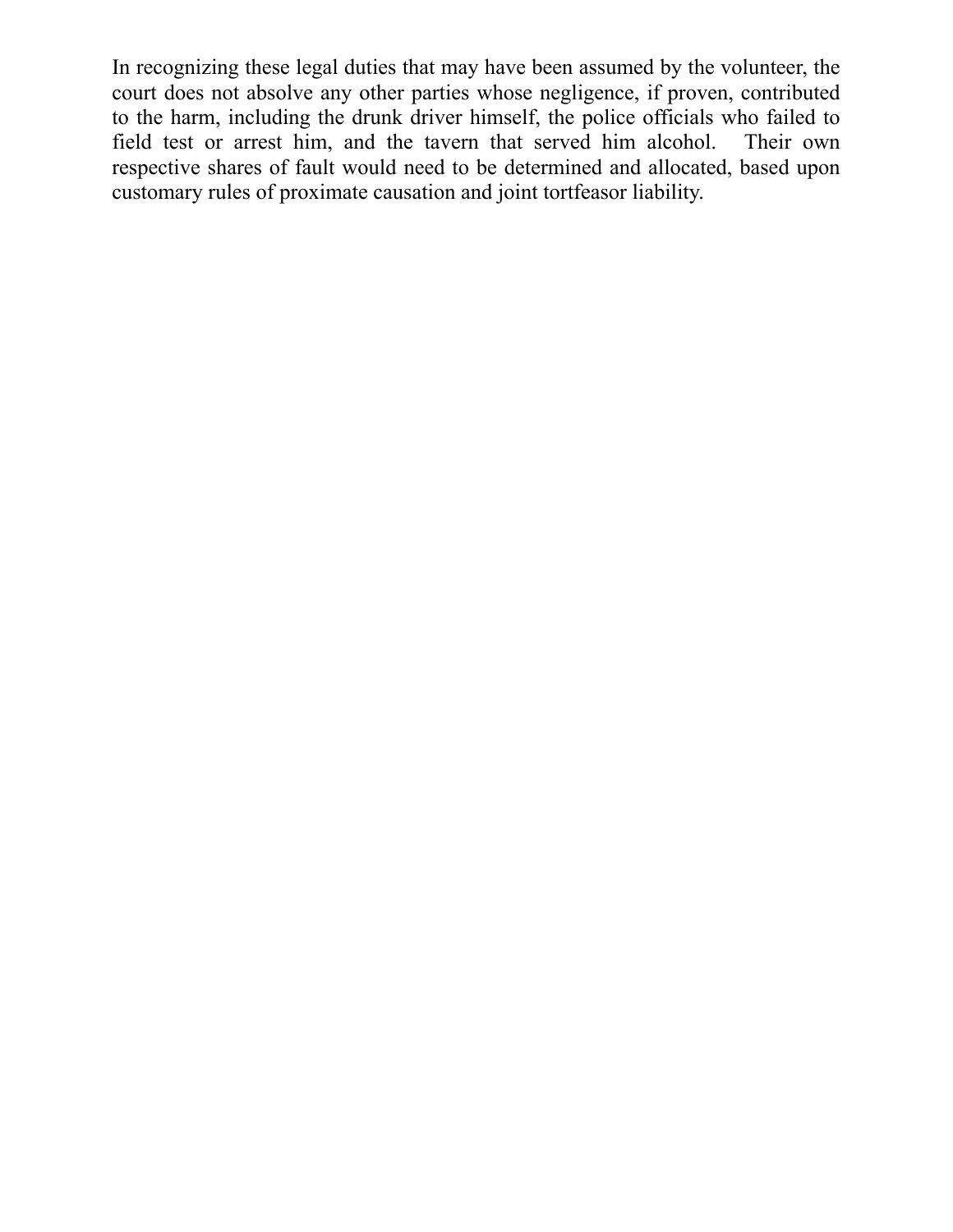In recognizing these legal duties that may have been assumed by the volunteer, the court does not absolve any other parties whose negligence, if proven, contributed to the harm, including the drunk driver himself, the police officials who failed to field test or arrest him, and the tavern that served him alcohol. Their own respective shares of fault would need to be determined and allocated, based upon customary rules of proximate causation and joint tortfeasor liability.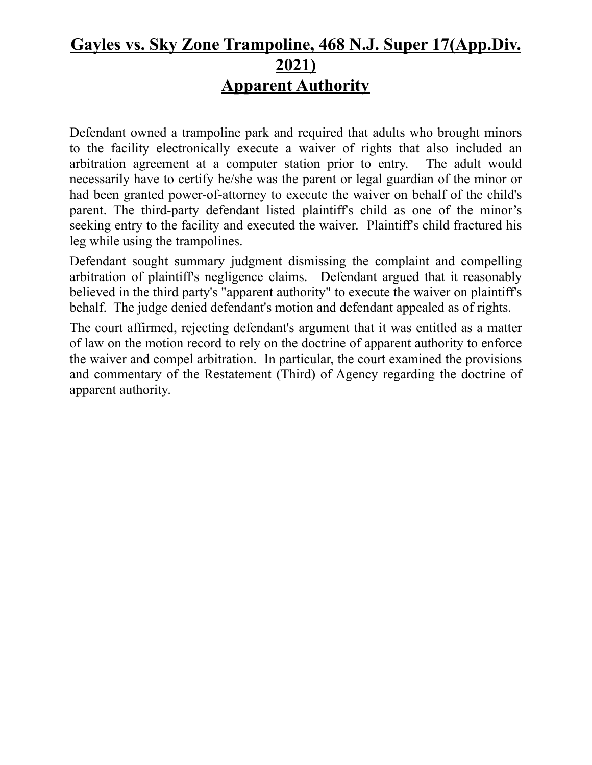# **Gayles vs. Sky Zone Trampoline, 468 N.J. Super 17(App.Div. 2021)**
# **Apparent Authority**

Defendant owned a trampoline park and required that adults who brought minors to the facility electronically execute a waiver of rights that also included an arbitration agreement at a computer station prior to entry. The adult would necessarily have to certify he/she was the parent or legal guardian of the minor or had been granted power-of-attorney to execute the waiver on behalf of the child's parent. The third-party defendant listed plaintiff's child as one of the minor's seeking entry to the facility and executed the waiver. Plaintiff's child fractured his leg while using the trampolines.

Defendant sought summary judgment dismissing the complaint and compelling arbitration of plaintiff's negligence claims. Defendant argued that it reasonably believed in the third party's "apparent authority" to execute the waiver on plaintiff's behalf. The judge denied defendant's motion and defendant appealed as of rights.

The court affirmed, rejecting defendant's argument that it was entitled as a matter of law on the motion record to rely on the doctrine of apparent authority to enforce the waiver and compel arbitration. In particular, the court examined the provisions and commentary of the Restatement (Third) of Agency regarding the doctrine of apparent authority.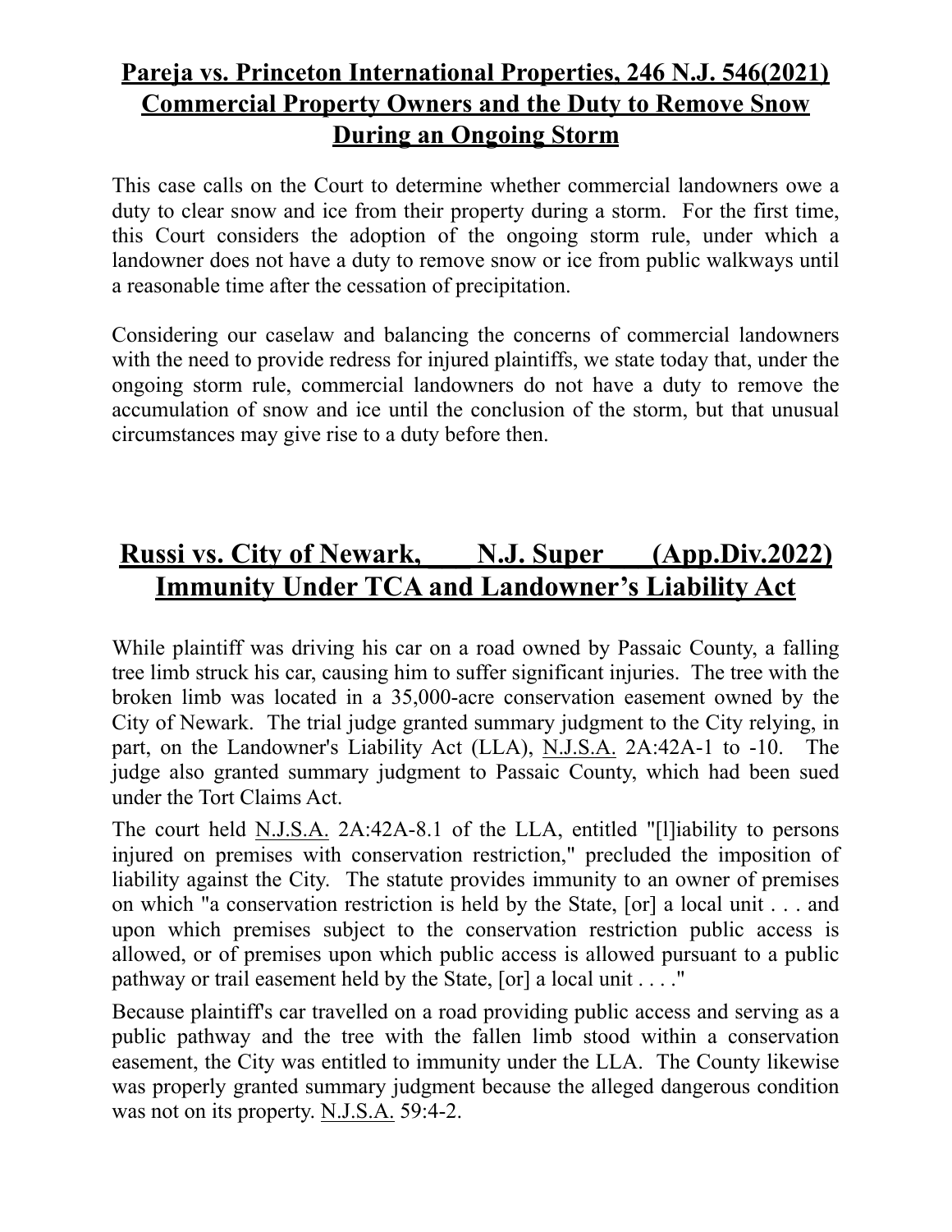## **Pareja vs. Princeton International Properties, 246 N.J. 546(2021) Commercial Property Owners and the Duty to Remove Snow During an Ongoing Storm**

This case calls on the Court to determine whether commercial landowners owe a duty to clear snow and ice from their property during a storm. For the first time, this Court considers the adoption of the ongoing storm rule, under which a landowner does not have a duty to remove snow or ice from public walkways until a reasonable time after the cessation of precipitation.

Considering our caselaw and balancing the concerns of commercial landowners with the need to provide redress for injured plaintiffs, we state today that, under the ongoing storm rule, commercial landowners do not have a duty to remove the accumulation of snow and ice until the conclusion of the storm, but that unusual circumstances may give rise to a duty before then.

## **Russi vs. City of Newark, \_\_\_ N.J. Super \_\_\_(App.Div.2022) Immunity Under TCA and Landowner's Liability Act**

While plaintiff was driving his car on a road owned by Passaic County, a falling tree limb struck his car, causing him to suffer significant injuries. The tree with the broken limb was located in a 35,000-acre conservation easement owned by the City of Newark. The trial judge granted summary judgment to the City relying, in part, on the Landowner's Liability Act (LLA), N.J.S.A. 2A:42A-1 to -10. The judge also granted summary judgment to Passaic County, which had been sued under the Tort Claims Act.

The court held N.J.S.A. 2A:42A-8.1 of the LLA, entitled "[l]iability to persons injured on premises with conservation restriction," precluded the imposition of liability against the City. The statute provides immunity to an owner of premises on which "a conservation restriction is held by the State, [or] a local unit . . . and upon which premises subject to the conservation restriction public access is allowed, or of premises upon which public access is allowed pursuant to a public pathway or trail easement held by the State, [or] a local unit . . . ."

Because plaintiff's car travelled on a road providing public access and serving as a public pathway and the tree with the fallen limb stood within a conservation easement, the City was entitled to immunity under the LLA. The County likewise was properly granted summary judgment because the alleged dangerous condition was not on its property. N.J.S.A. 59:4-2.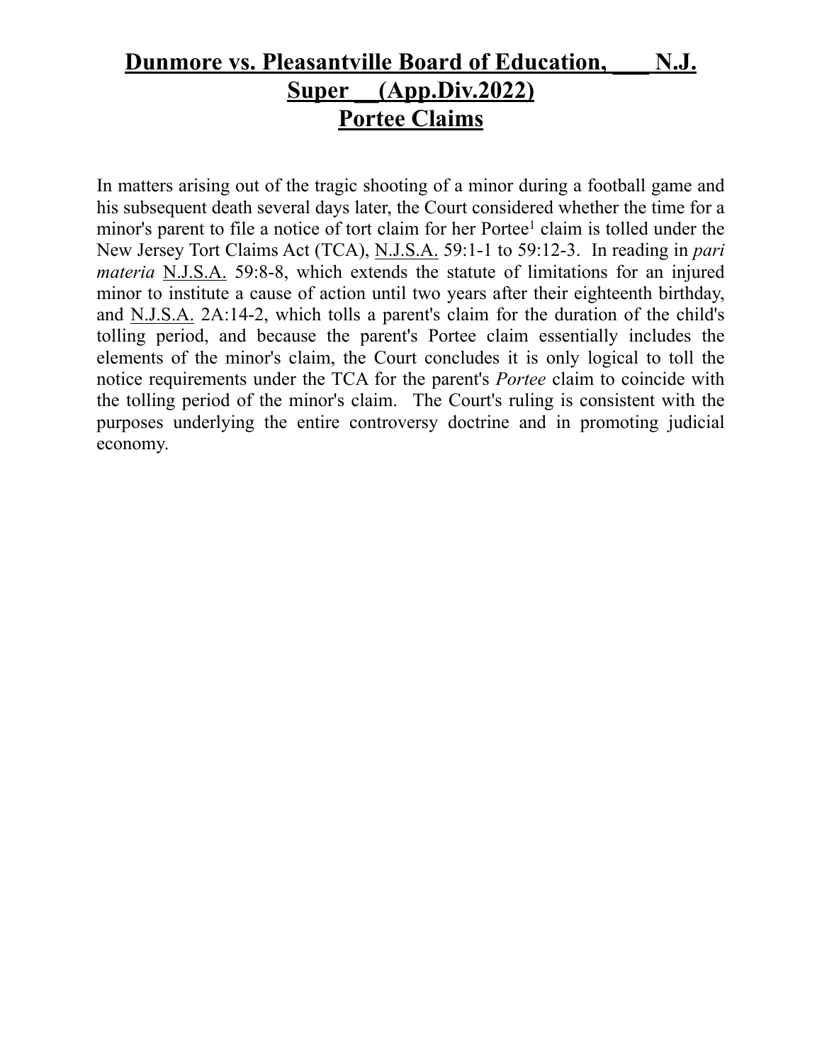# **Dunmore vs. Pleasantville Board of Education, ___ N.J. Super __(App.Div.2022)**
# **Portee Claims**

In matters arising out of the tragic shooting of a minor during a football game and his subsequent death several days later, the Court considered whether the time for a minor's parent to file a notice of tort claim for her Portee[1] claim is tolled under the New Jersey Tort Claims Act (TCA), N.J.S.A. 59:1-1 to 59:12-3. In reading in *pari materia* N.J.S.A. 59:8-8, which extends the statute of limitations for an injured minor to institute a cause of action until two years after their eighteenth birthday, and N.J.S.A. 2A:14-2, which tolls a parent's claim for the duration of the child's tolling period, and because the parent's Portee claim essentially includes the elements of the minor's claim, the Court concludes it is only logical to toll the notice requirements under the TCA for the parent's *Portee* claim to coincide with the tolling period of the minor's claim. The Court's ruling is consistent with the purposes underlying the entire controversy doctrine and in promoting judicial economy.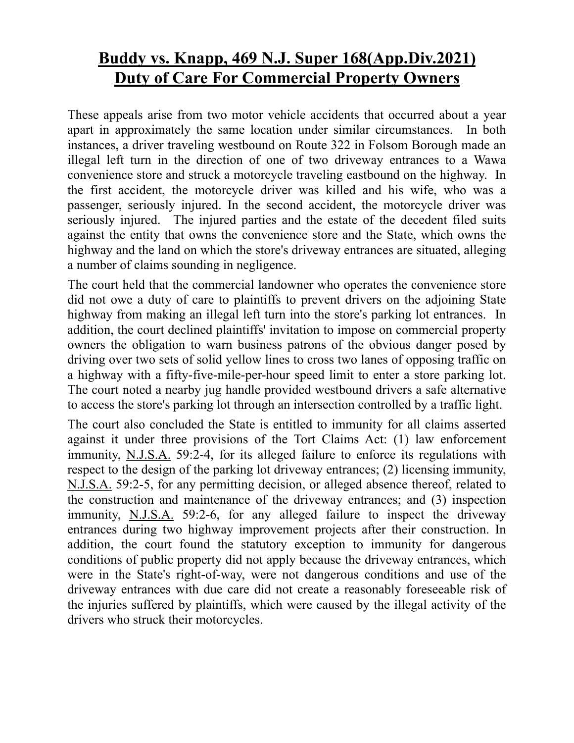# **Buddy vs. Knapp, 469 N.J. Super 168(App.Div.2021)**
# **Duty of Care For Commercial Property Owners**

These appeals arise from two motor vehicle accidents that occurred about a year apart in approximately the same location under similar circumstances. In both instances, a driver traveling westbound on Route 322 in Folsom Borough made an illegal left turn in the direction of one of two driveway entrances to a Wawa convenience store and struck a motorcycle traveling eastbound on the highway. In the first accident, the motorcycle driver was killed and his wife, who was a passenger, seriously injured. In the second accident, the motorcycle driver was seriously injured. The injured parties and the estate of the decedent filed suits against the entity that owns the convenience store and the State, which owns the highway and the land on which the store's driveway entrances are situated, alleging a number of claims sounding in negligence.

The court held that the commercial landowner who operates the convenience store did not owe a duty of care to plaintiffs to prevent drivers on the adjoining State highway from making an illegal left turn into the store's parking lot entrances. In addition, the court declined plaintiffs' invitation to impose on commercial property owners the obligation to warn business patrons of the obvious danger posed by driving over two sets of solid yellow lines to cross two lanes of opposing traffic on a highway with a fifty-five-mile-per-hour speed limit to enter a store parking lot. The court noted a nearby jug handle provided westbound drivers a safe alternative to access the store's parking lot through an intersection controlled by a traffic light.

The court also concluded the State is entitled to immunity for all claims asserted against it under three provisions of the Tort Claims Act: (1) law enforcement immunity, N.J.S.A. 59:2-4, for its alleged failure to enforce its regulations with respect to the design of the parking lot driveway entrances; (2) licensing immunity, N.J.S.A. 59:2-5, for any permitting decision, or alleged absence thereof, related to the construction and maintenance of the driveway entrances; and (3) inspection immunity, N.J.S.A. 59:2-6, for any alleged failure to inspect the driveway entrances during two highway improvement projects after their construction. In addition, the court found the statutory exception to immunity for dangerous conditions of public property did not apply because the driveway entrances, which were in the State's right-of-way, were not dangerous conditions and use of the driveway entrances with due care did not create a reasonably foreseeable risk of the injuries suffered by plaintiffs, which were caused by the illegal activity of the drivers who struck their motorcycles.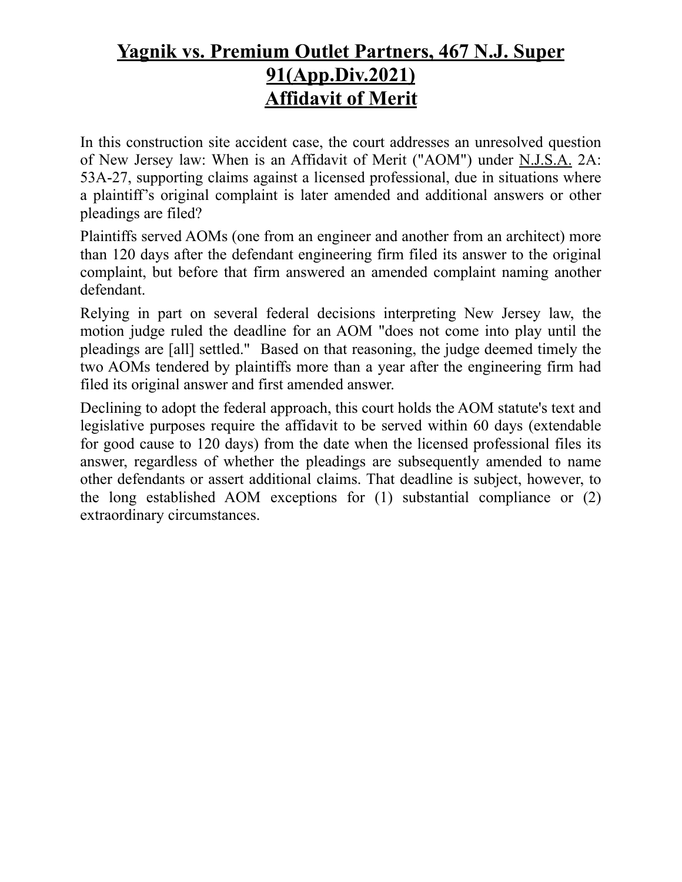# Yagnik vs. Premium Outlet Partners, 467 N.J. Super 91(App.Div.2021)
# Affidavit of Merit

In this construction site accident case, the court addresses an unresolved question of New Jersey law: When is an Affidavit of Merit ("AOM") under N.J.S.A. 2A: 53A-27, supporting claims against a licensed professional, due in situations where a plaintiff's original complaint is later amended and additional answers or other pleadings are filed?

Plaintiffs served AOMs (one from an engineer and another from an architect) more than 120 days after the defendant engineering firm filed its answer to the original complaint, but before that firm answered an amended complaint naming another defendant.

Relying in part on several federal decisions interpreting New Jersey law, the motion judge ruled the deadline for an AOM "does not come into play until the pleadings are [all] settled." Based on that reasoning, the judge deemed timely the two AOMs tendered by plaintiffs more than a year after the engineering firm had filed its original answer and first amended answer.

Declining to adopt the federal approach, this court holds the AOM statute's text and legislative purposes require the affidavit to be served within 60 days (extendable for good cause to 120 days) from the date when the licensed professional files its answer, regardless of whether the pleadings are subsequently amended to name other defendants or assert additional claims. That deadline is subject, however, to the long established AOM exceptions for (1) substantial compliance or (2) extraordinary circumstances.